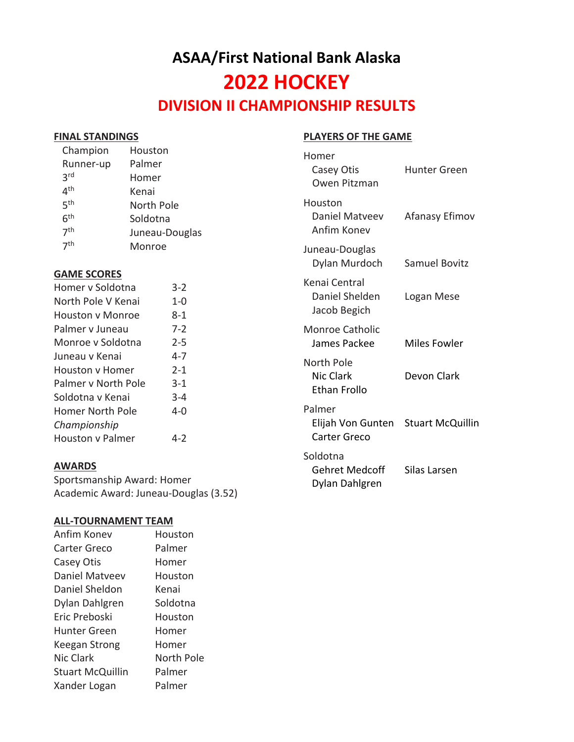# ASAA/First National Bank Alaska

# 2022 HOCKEY

## DIVISION II CHAMPIONSHIP RESULTS

### FINAL STANDINGS

| | |
|---|---|
| Champion | Houston |
| Runner-up | Palmer |
| 3rd | Homer |
| 4th | Kenai |
| 5th | North Pole |
| 6th | Soldotna |
| 7th | Juneau-Douglas |
| 7th | Monroe |

### GAME SCORES

| | |
|---|---|
| Homer v Soldotna | 3-2 |
| North Pole V Kenai | 1-0 |
| Houston v Monroe | 8-1 |
| Palmer v Juneau | 7-2 |
| Monroe v Soldotna | 2-5 |
| Juneau v Kenai | 4-7 |
| Houston v Homer | 2-1 |
| Palmer v North Pole | 3-1 |
| Soldotna v Kenai | 3-4 |
| Homer North Pole | 4-0 |
| *Championship* | |
| Houston v Palmer | 4-2 |

### AWARDS

Sportsmanship Award: Homer
Academic Award: Juneau-Douglas (3.52)

### ALL-TOURNAMENT TEAM

| | |
|---|---|
| Anfim Konev | Houston |
| Carter Greco | Palmer |
| Casey Otis | Homer |
| Daniel Matveev | Houston |
| Daniel Sheldon | Kenai |
| Dylan Dahlgren | Soldotna |
| Eric Preboski | Houston |
| Hunter Green | Homer |
| Keegan Strong | Homer |
| Nic Clark | North Pole |
| Stuart McQuillin | Palmer |
| Xander Logan | Palmer |

### PLAYERS OF THE GAME

**Homer**
- Casey Otis — Hunter Green
- Owen Pitzman

**Houston**
- Daniel Matveev — Afanasy Efimov
- Anfim Konev

**Juneau-Douglas**
- Dylan Murdoch — Samuel Bovitz

**Kenai Central**
- Daniel Shelden — Logan Mese
- Jacob Begich

**Monroe Catholic**
- James Packee — Miles Fowler

**North Pole**
- Nic Clark — Devon Clark
- Ethan Frollo

**Palmer**
- Elijah Von Gunten — Stuart McQuillin
- Carter Greco

**Soldotna**
- Gehret Medcoff — Silas Larsen
- Dylan Dahlgren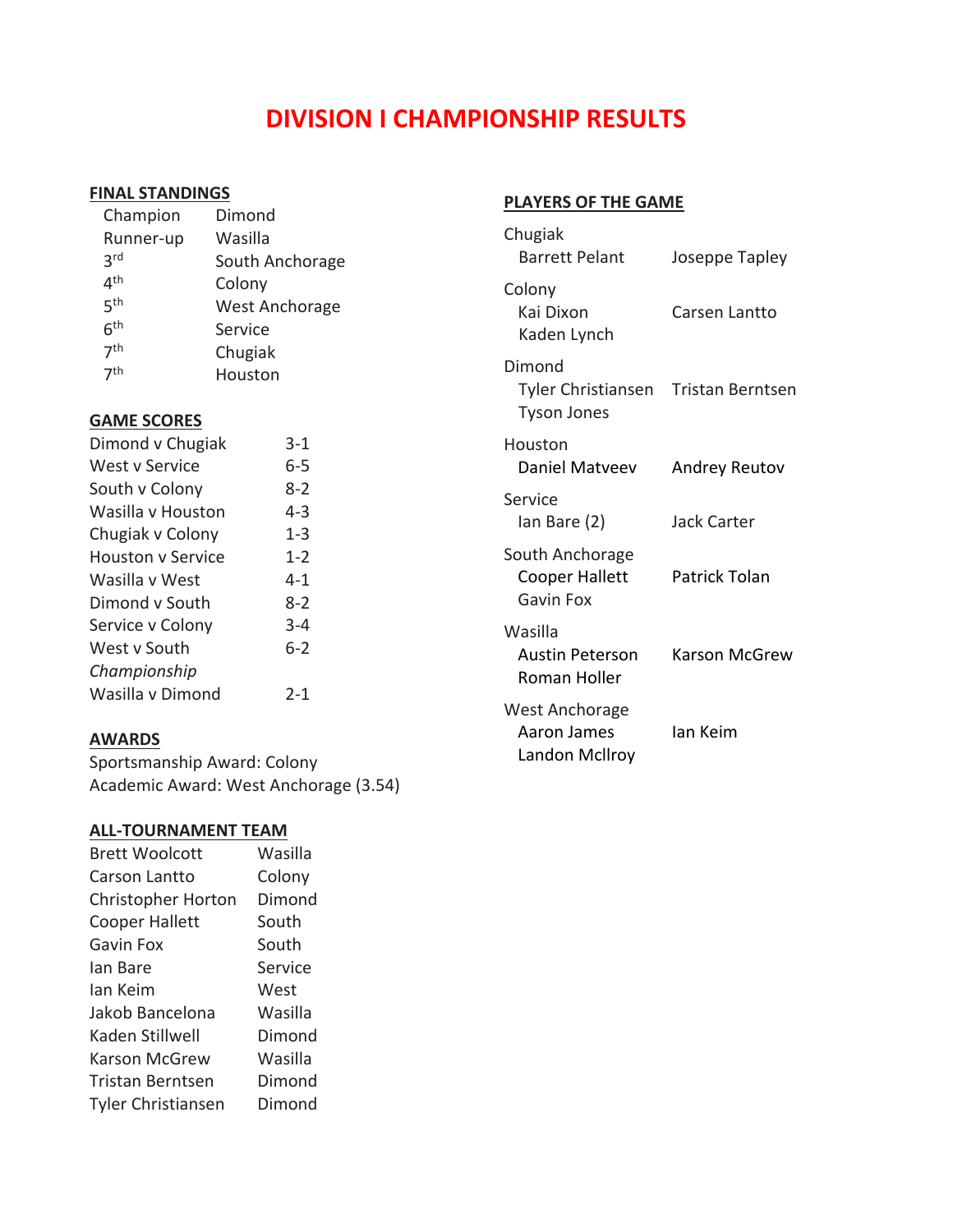# DIVISION I CHAMPIONSHIP RESULTS

## FINAL STANDINGS

| | |
|---|---|
| Champion | Dimond |
| Runner-up | Wasilla |
| 3rd | South Anchorage |
| 4th | Colony |
| 5th | West Anchorage |
| 6th | Service |
| 7th | Chugiak |
| 7th | Houston |

## GAME SCORES

| | |
|---|---|
| Dimond v Chugiak | 3-1 |
| West v Service | 6-5 |
| South v Colony | 8-2 |
| Wasilla v Houston | 4-3 |
| Chugiak v Colony | 1-3 |
| Houston v Service | 1-2 |
| Wasilla v West | 4-1 |
| Dimond v South | 8-2 |
| Service v Colony | 3-4 |
| West v South | 6-2 |
| *Championship* | |
| Wasilla v Dimond | 2-1 |

## AWARDS

Sportsmanship Award: Colony

Academic Award: West Anchorage (3.54)

## ALL-TOURNAMENT TEAM

| | |
|---|---|
| Brett Woolcott | Wasilla |
| Carson Lantto | Colony |
| Christopher Horton | Dimond |
| Cooper Hallett | South |
| Gavin Fox | South |
| Ian Bare | Service |
| Ian Keim | West |
| Jakob Bancelona | Wasilla |
| Kaden Stillwell | Dimond |
| Karson McGrew | Wasilla |
| Tristan Berntsen | Dimond |
| Tyler Christiansen | Dimond |

## PLAYERS OF THE GAME

**Chugiak**
- Barrett Pelant
- Joseppe Tapley

**Colony**
- Kai Dixon
- Kaden Lynch
- Carsen Lantto

**Dimond**
- Tyler Christiansen
- Tyson Jones
- Tristan Berntsen

**Houston**
- Daniel Matveev
- Andrey Reutov

**Service**
- Ian Bare (2)
- Jack Carter

**South Anchorage**
- Cooper Hallett
- Gavin Fox
- Patrick Tolan

**Wasilla**
- Austin Peterson
- Roman Holler
- Karson McGrew

**West Anchorage**
- Aaron James
- Landon Mcllroy
- Ian Keim